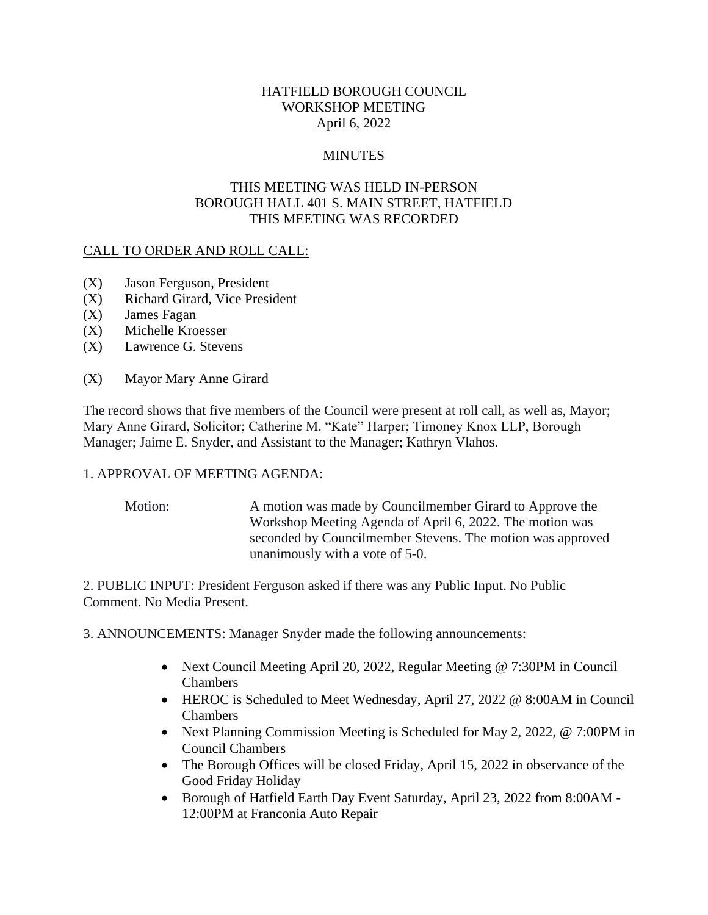# HATFIELD BOROUGH COUNCIL
## WORKSHOP MEETING
### April 6, 2022

### MINUTES

THIS MEETING WAS HELD IN-PERSON
BOROUGH HALL 401 S. MAIN STREET, HATFIELD
THIS MEETING WAS RECORDED

<u>CALL TO ORDER AND ROLL CALL:</u>

(X) Jason Ferguson, President
(X) Richard Girard, Vice President
(X) James Fagan
(X) Michelle Kroesser
(X) Lawrence G. Stevens

(X) Mayor Mary Anne Girard

The record shows that five members of the Council were present at roll call, as well as, Mayor; Mary Anne Girard, Solicitor; Catherine M. "Kate" Harper; Timoney Knox LLP, Borough Manager; Jaime E. Snyder, and Assistant to the Manager; Kathryn Vlahos.

1. APPROVAL OF MEETING AGENDA:

Motion: A motion was made by Councilmember Girard to Approve the Workshop Meeting Agenda of April 6, 2022. The motion was seconded by Councilmember Stevens. The motion was approved unanimously with a vote of 5-0.

2. PUBLIC INPUT: President Ferguson asked if there was any Public Input. No Public Comment. No Media Present.

3. ANNOUNCEMENTS: Manager Snyder made the following announcements:

- Next Council Meeting April 20, 2022, Regular Meeting @ 7:30PM in Council Chambers
- HEROC is Scheduled to Meet Wednesday, April 27, 2022 @ 8:00AM in Council Chambers
- Next Planning Commission Meeting is Scheduled for May 2, 2022, @ 7:00PM in Council Chambers
- The Borough Offices will be closed Friday, April 15, 2022 in observance of the Good Friday Holiday
- Borough of Hatfield Earth Day Event Saturday, April 23, 2022 from 8:00AM - 12:00PM at Franconia Auto Repair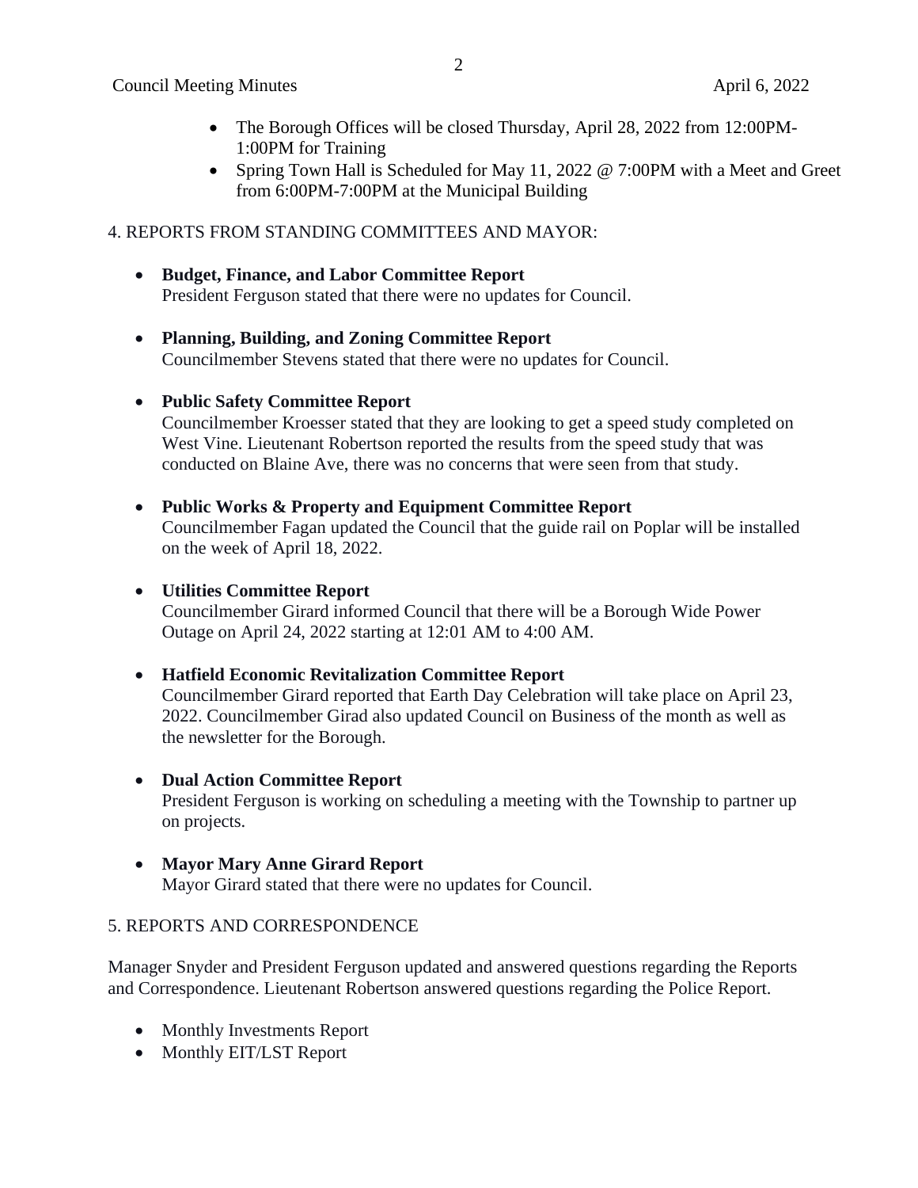- The Borough Offices will be closed Thursday, April 28, 2022 from 12:00PM-1:00PM for Training
- Spring Town Hall is Scheduled for May 11, 2022 @ 7:00PM with a Meet and Greet from 6:00PM-7:00PM at the Municipal Building

4. REPORTS FROM STANDING COMMITTEES AND MAYOR:

- **Budget, Finance, and Labor Committee Report**
  President Ferguson stated that there were no updates for Council.

- **Planning, Building, and Zoning Committee Report**
  Councilmember Stevens stated that there were no updates for Council.

- **Public Safety Committee Report**
  Councilmember Kroesser stated that they are looking to get a speed study completed on West Vine. Lieutenant Robertson reported the results from the speed study that was conducted on Blaine Ave, there was no concerns that were seen from that study.

- **Public Works & Property and Equipment Committee Report**
  Councilmember Fagan updated the Council that the guide rail on Poplar will be installed on the week of April 18, 2022.

- **Utilities Committee Report**
  Councilmember Girard informed Council that there will be a Borough Wide Power Outage on April 24, 2022 starting at 12:01 AM to 4:00 AM.

- **Hatfield Economic Revitalization Committee Report**
  Councilmember Girard reported that Earth Day Celebration will take place on April 23, 2022. Councilmember Girad also updated Council on Business of the month as well as the newsletter for the Borough.

- **Dual Action Committee Report**
  President Ferguson is working on scheduling a meeting with the Township to partner up on projects.

- **Mayor Mary Anne Girard Report**
  Mayor Girard stated that there were no updates for Council.

5. REPORTS AND CORRESPONDENCE

Manager Snyder and President Ferguson updated and answered questions regarding the Reports and Correspondence. Lieutenant Robertson answered questions regarding the Police Report.

- Monthly Investments Report
- Monthly EIT/LST Report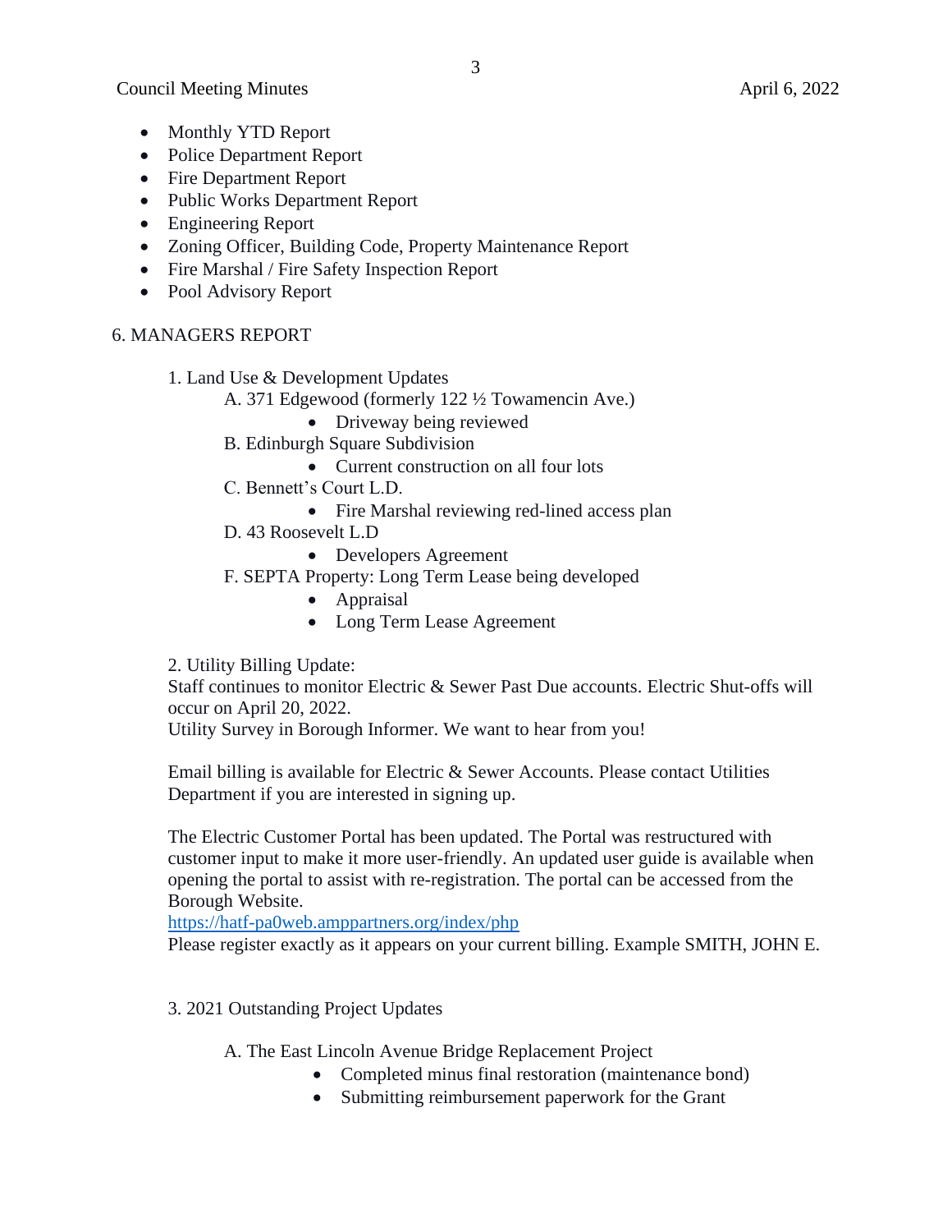- Monthly YTD Report
- Police Department Report
- Fire Department Report
- Public Works Department Report
- Engineering Report
- Zoning Officer, Building Code, Property Maintenance Report
- Fire Marshal / Fire Safety Inspection Report
- Pool Advisory Report

## 6. MANAGERS REPORT

1. Land Use & Development Updates
   - A. 371 Edgewood (formerly 122 ½ Towamencin Ave.)
     - Driveway being reviewed
   - B. Edinburgh Square Subdivision
     - Current construction on all four lots
   - C. Bennett's Court L.D.
     - Fire Marshal reviewing red-lined access plan
   - D. 43 Roosevelt L.D
     - Developers Agreement
   - F. SEPTA Property: Long Term Lease being developed
     - Appraisal
     - Long Term Lease Agreement

2. Utility Billing Update:

   Staff continues to monitor Electric & Sewer Past Due accounts. Electric Shut-offs will occur on April 20, 2022.
   Utility Survey in Borough Informer. We want to hear from you!

   Email billing is available for Electric & Sewer Accounts. Please contact Utilities Department if you are interested in signing up.

   The Electric Customer Portal has been updated. The Portal was restructured with customer input to make it more user-friendly. An updated user guide is available when opening the portal to assist with re-registration. The portal can be accessed from the Borough Website.
   https://hatf-pa0web.amppartners.org/index/php
   Please register exactly as it appears on your current billing. Example SMITH, JOHN E.

3. 2021 Outstanding Project Updates

   - A. The East Lincoln Avenue Bridge Replacement Project
     - Completed minus final restoration (maintenance bond)
     - Submitting reimbursement paperwork for the Grant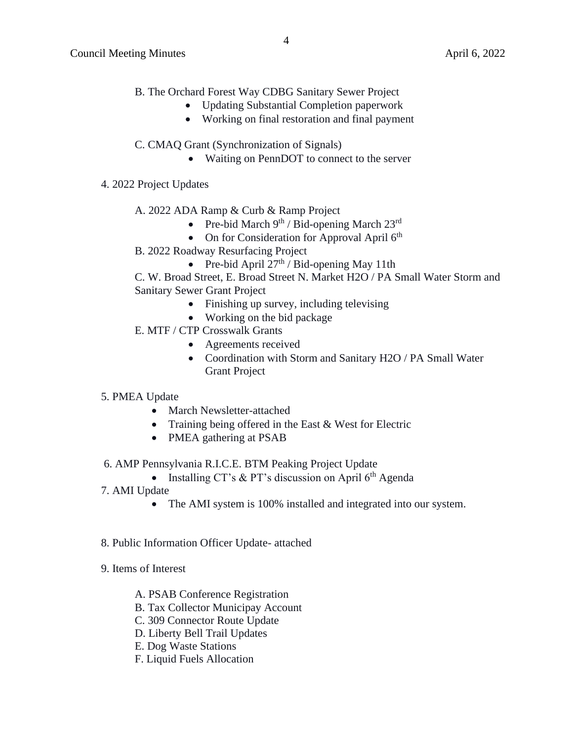B. The Orchard Forest Way CDBG Sanitary Sewer Project

- Updating Substantial Completion paperwork
- Working on final restoration and final payment

C. CMAQ Grant (Synchronization of Signals)

- Waiting on PennDOT to connect to the server

4. 2022 Project Updates

A. 2022 ADA Ramp & Curb & Ramp Project

- Pre-bid March 9th / Bid-opening March 23rd
- On for Consideration for Approval April 6th

B. 2022 Roadway Resurfacing Project

- Pre-bid April 27th / Bid-opening May 11th

C. W. Broad Street, E. Broad Street N. Market H2O / PA Small Water Storm and Sanitary Sewer Grant Project

- Finishing up survey, including televising
- Working on the bid package

E. MTF / CTP Crosswalk Grants

- Agreements received
- Coordination with Storm and Sanitary H2O / PA Small Water Grant Project

5. PMEA Update

- March Newsletter-attached
- Training being offered in the East & West for Electric
- PMEA gathering at PSAB

6. AMP Pennsylvania R.I.C.E. BTM Peaking Project Update

- Installing CT's & PT's discussion on April 6th Agenda

7. AMI Update

- The AMI system is 100% installed and integrated into our system.

8. Public Information Officer Update- attached

9. Items of Interest

A. PSAB Conference Registration
B. Tax Collector Municipay Account
C. 309 Connector Route Update
D. Liberty Bell Trail Updates
E. Dog Waste Stations
F. Liquid Fuels Allocation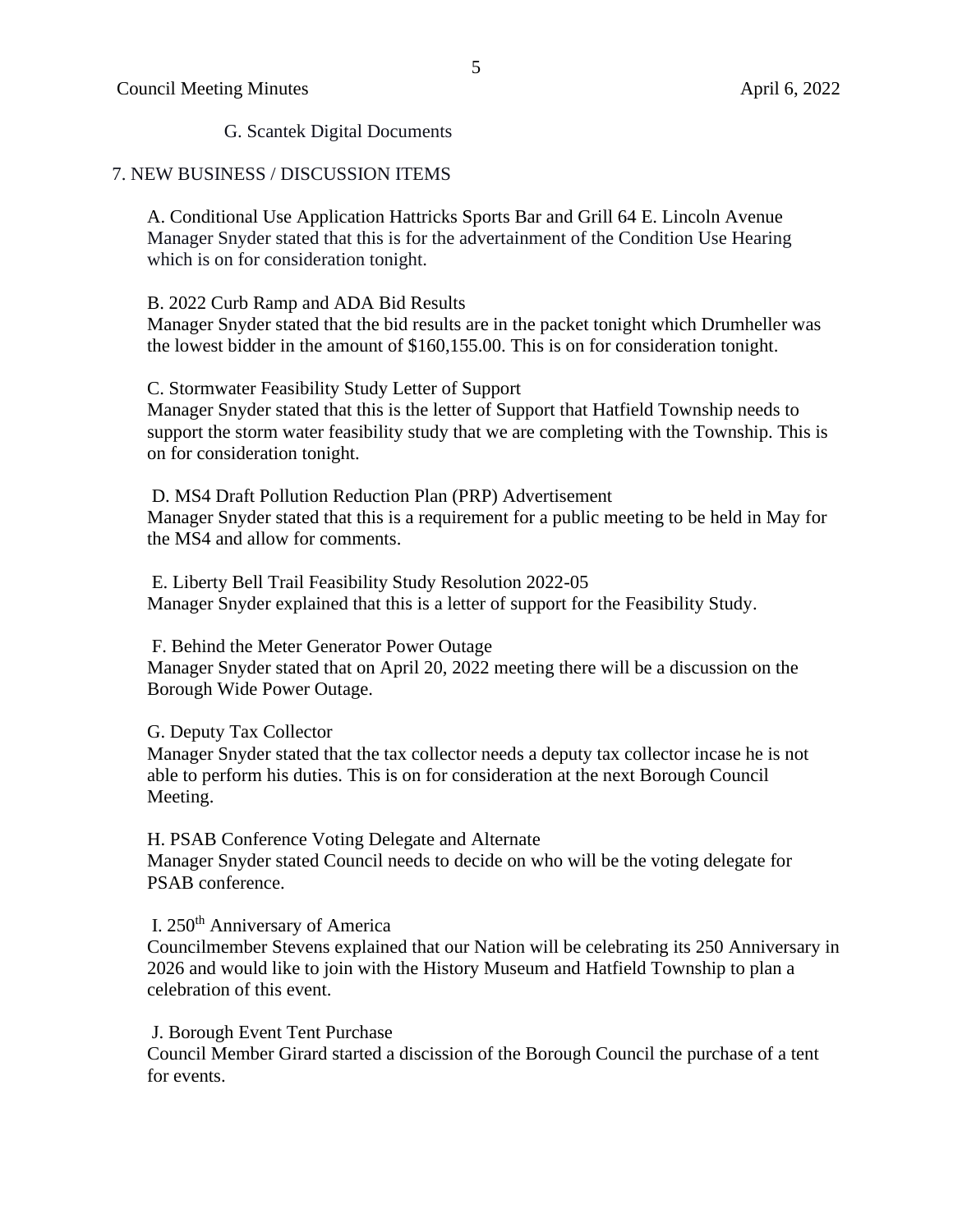G. Scantek Digital Documents

## 7. NEW BUSINESS / DISCUSSION ITEMS

A. Conditional Use Application Hattricks Sports Bar and Grill 64 E. Lincoln Avenue
Manager Snyder stated that this is for the advertainment of the Condition Use Hearing which is on for consideration tonight.

B. 2022 Curb Ramp and ADA Bid Results
Manager Snyder stated that the bid results are in the packet tonight which Drumheller was the lowest bidder in the amount of $160,155.00. This is on for consideration tonight.

C. Stormwater Feasibility Study Letter of Support
Manager Snyder stated that this is the letter of Support that Hatfield Township needs to support the storm water feasibility study that we are completing with the Township. This is on for consideration tonight.

D. MS4 Draft Pollution Reduction Plan (PRP) Advertisement
Manager Snyder stated that this is a requirement for a public meeting to be held in May for the MS4 and allow for comments.

E. Liberty Bell Trail Feasibility Study Resolution 2022-05
Manager Snyder explained that this is a letter of support for the Feasibility Study.

F. Behind the Meter Generator Power Outage
Manager Snyder stated that on April 20, 2022 meeting there will be a discussion on the Borough Wide Power Outage.

G. Deputy Tax Collector
Manager Snyder stated that the tax collector needs a deputy tax collector incase he is not able to perform his duties. This is on for consideration at the next Borough Council Meeting.

H. PSAB Conference Voting Delegate and Alternate
Manager Snyder stated Council needs to decide on who will be the voting delegate for PSAB conference.

I. 250$^{th}$ Anniversary of America
Councilmember Stevens explained that our Nation will be celebrating its 250 Anniversary in 2026 and would like to join with the History Museum and Hatfield Township to plan a celebration of this event.

J. Borough Event Tent Purchase
Council Member Girard started a discission of the Borough Council the purchase of a tent for events.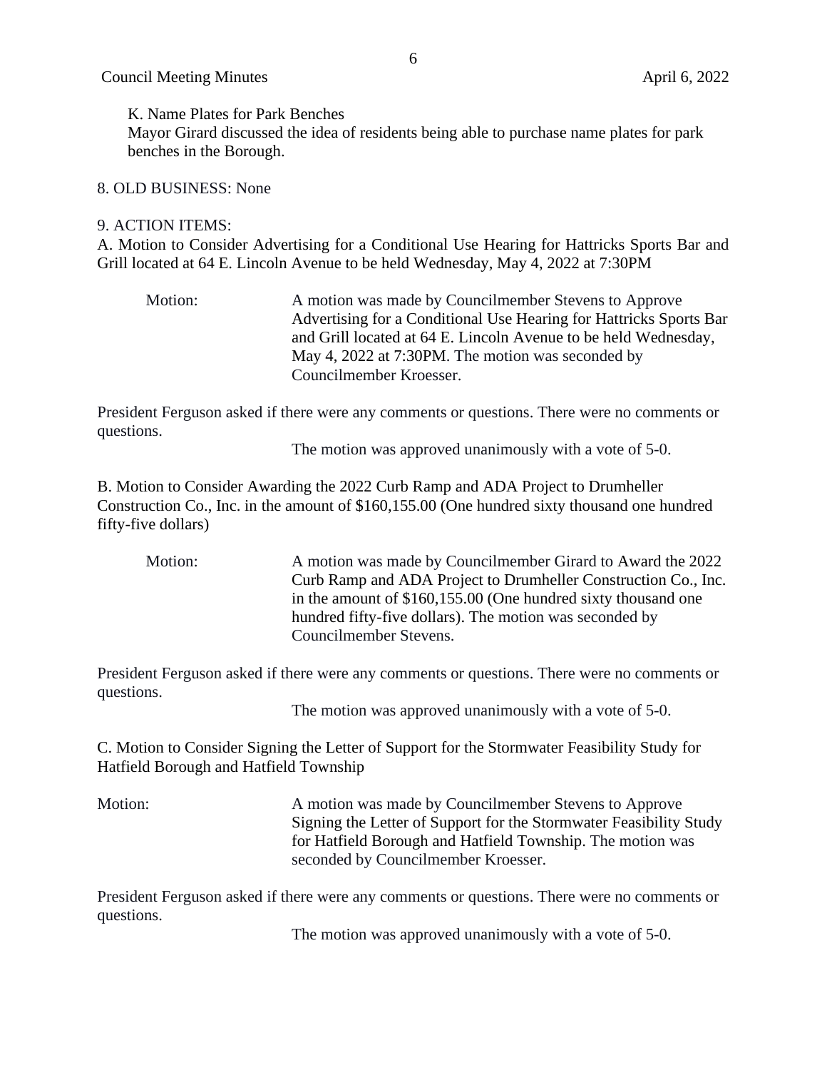K. Name Plates for Park Benches

Mayor Girard discussed the idea of residents being able to purchase name plates for park benches in the Borough.

8. OLD BUSINESS: None

9. ACTION ITEMS:

A. Motion to Consider Advertising for a Conditional Use Hearing for Hattricks Sports Bar and Grill located at 64 E. Lincoln Avenue to be held Wednesday, May 4, 2022 at 7:30PM

Motion: A motion was made by Councilmember Stevens to Approve Advertising for a Conditional Use Hearing for Hattricks Sports Bar and Grill located at 64 E. Lincoln Avenue to be held Wednesday, May 4, 2022 at 7:30PM. The motion was seconded by Councilmember Kroesser.

President Ferguson asked if there were any comments or questions. There were no comments or questions.

The motion was approved unanimously with a vote of 5-0.

B. Motion to Consider Awarding the 2022 Curb Ramp and ADA Project to Drumheller Construction Co., Inc. in the amount of $160,155.00 (One hundred sixty thousand one hundred fifty-five dollars)

Motion: A motion was made by Councilmember Girard to Award the 2022 Curb Ramp and ADA Project to Drumheller Construction Co., Inc. in the amount of $160,155.00 (One hundred sixty thousand one hundred fifty-five dollars). The motion was seconded by Councilmember Stevens.

President Ferguson asked if there were any comments or questions. There were no comments or questions.

The motion was approved unanimously with a vote of 5-0.

C. Motion to Consider Signing the Letter of Support for the Stormwater Feasibility Study for Hatfield Borough and Hatfield Township

Motion: A motion was made by Councilmember Stevens to Approve Signing the Letter of Support for the Stormwater Feasibility Study for Hatfield Borough and Hatfield Township. The motion was seconded by Councilmember Kroesser.

President Ferguson asked if there were any comments or questions. There were no comments or questions.

The motion was approved unanimously with a vote of 5-0.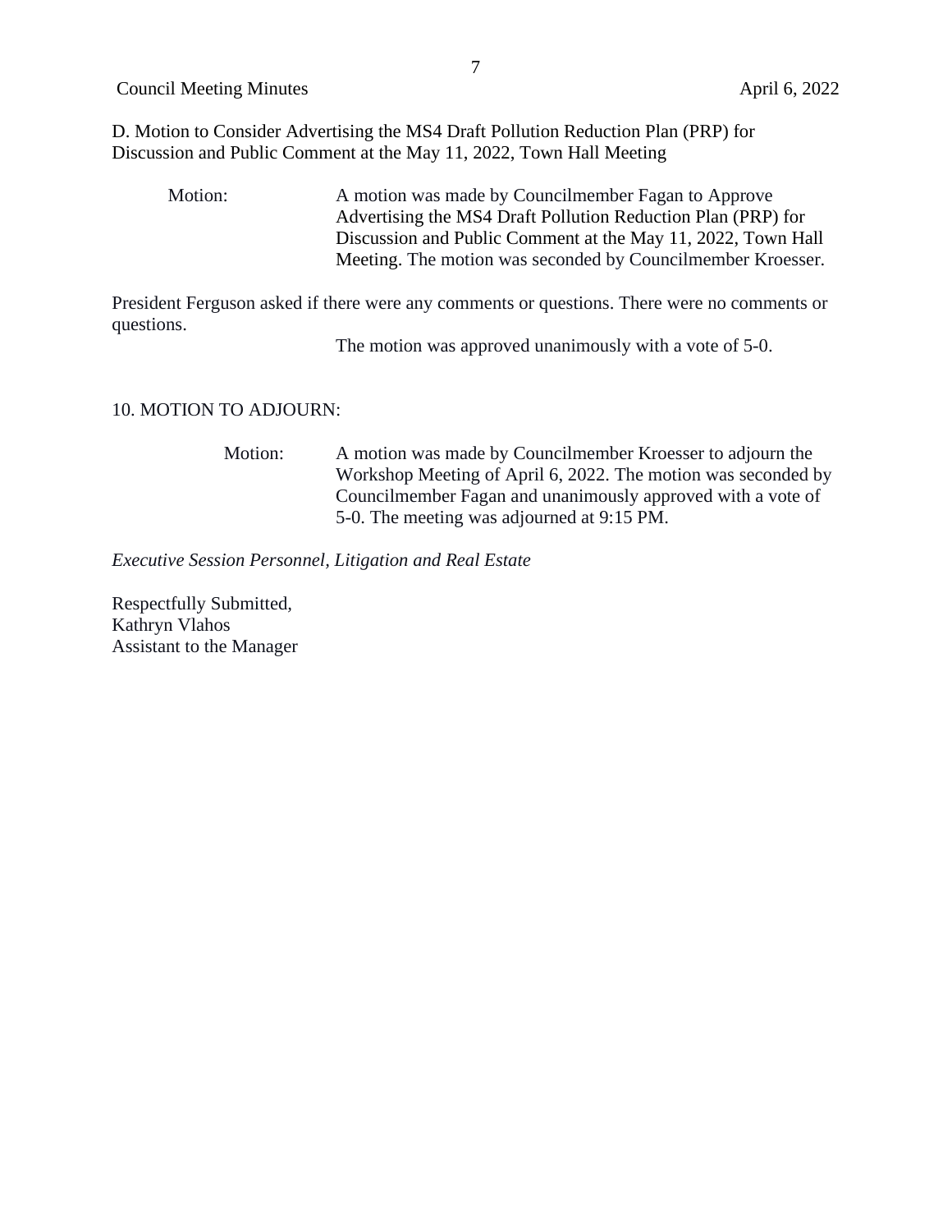D. Motion to Consider Advertising the MS4 Draft Pollution Reduction Plan (PRP) for Discussion and Public Comment at the May 11, 2022, Town Hall Meeting

Motion: A motion was made by Councilmember Fagan to Approve Advertising the MS4 Draft Pollution Reduction Plan (PRP) for Discussion and Public Comment at the May 11, 2022, Town Hall Meeting. The motion was seconded by Councilmember Kroesser.

President Ferguson asked if there were any comments or questions. There were no comments or questions.

The motion was approved unanimously with a vote of 5-0.

10. MOTION TO ADJOURN:

Motion: A motion was made by Councilmember Kroesser to adjourn the Workshop Meeting of April 6, 2022. The motion was seconded by Councilmember Fagan and unanimously approved with a vote of 5-0. The meeting was adjourned at 9:15 PM.

*Executive Session Personnel, Litigation and Real Estate*

Respectfully Submitted,
Kathryn Vlahos
Assistant to the Manager